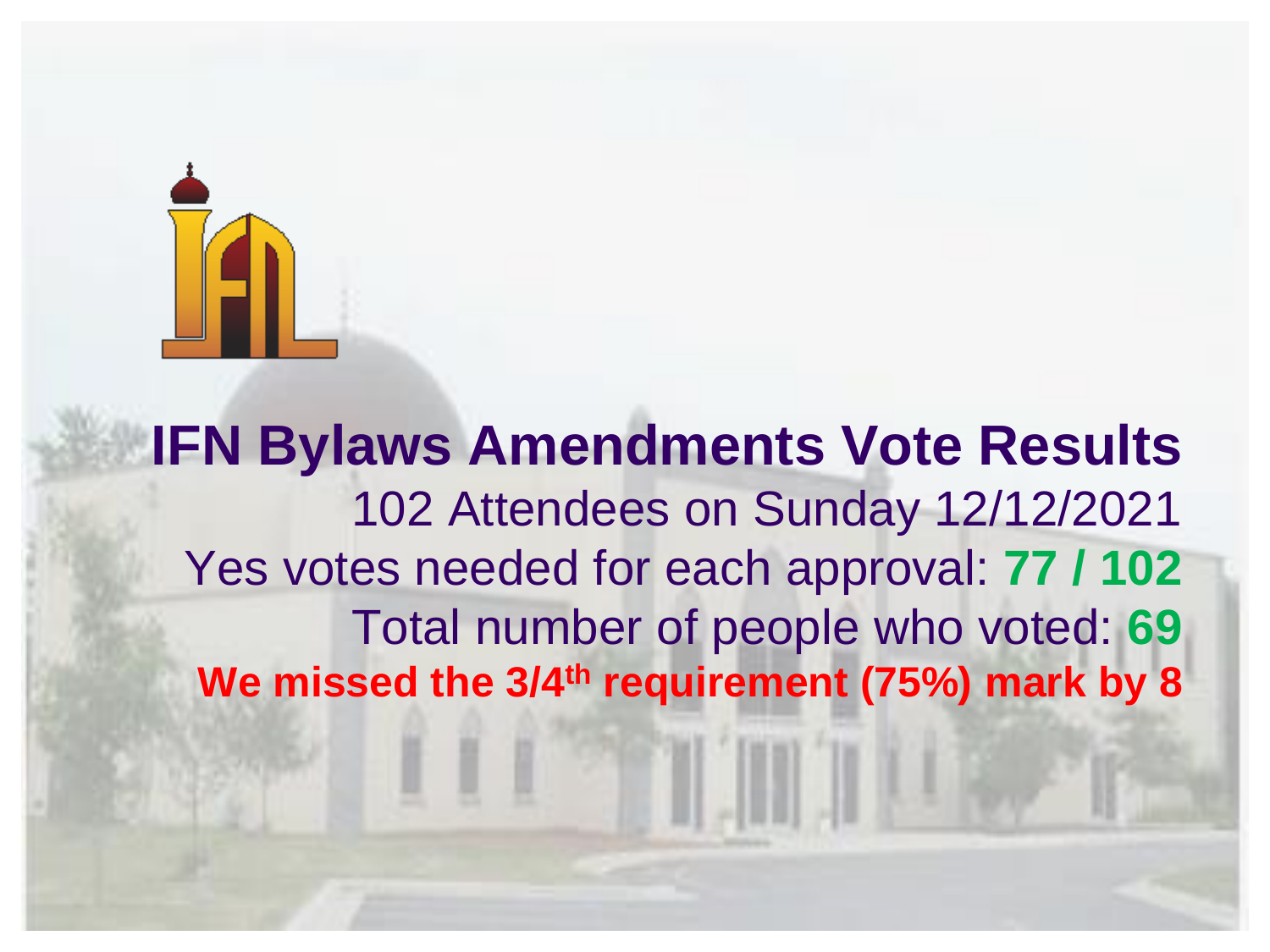# IFN Bylaws Amendments Vote Results

102 Attendees on Sunday 12/12/2021

Yes votes needed for each approval: **77 / 102**

Total number of people who voted: **69**

**We missed the 3/4th requirement (75%) mark by 8**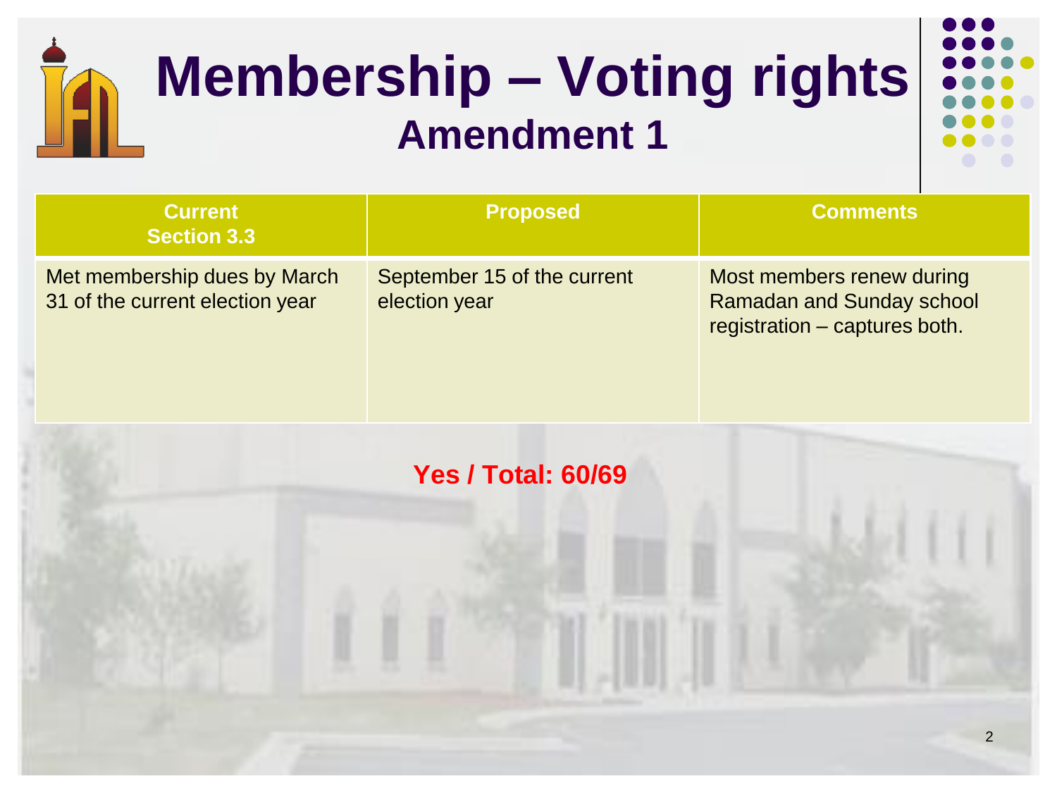# Membership – Voting rights

## Amendment 1

| Current Section 3.3 | Proposed | Comments |
| --- | --- | --- |
| Met membership dues by March 31 of the current election year | September 15 of the current election year | Most members renew during Ramadan and Sunday school registration – captures both. |

**Yes / Total: 60/69**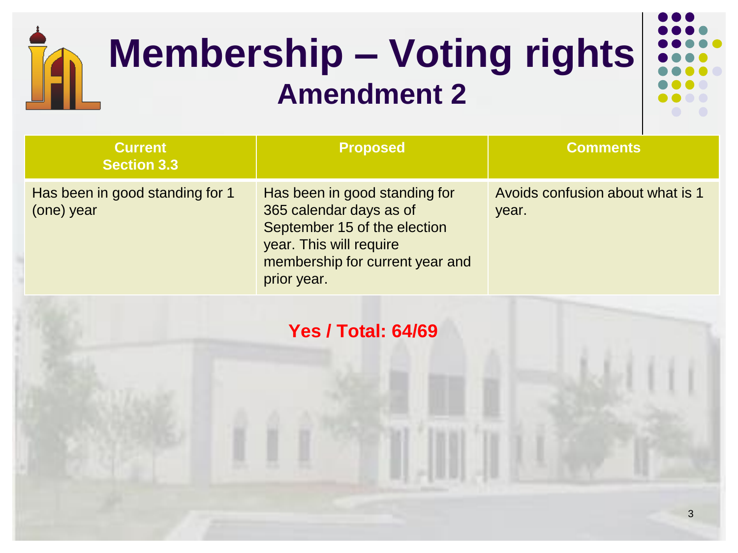# Membership – Voting rights

## Amendment 2

| Current<br>Section 3.3 | Proposed | Comments |
|---|---|---|
| Has been in good standing for 1 (one) year | Has been in good standing for 365 calendar days as of September 15 of the election year. This will require membership for current year and prior year. | Avoids confusion about what is 1 year. |

**Yes / Total: 64/69**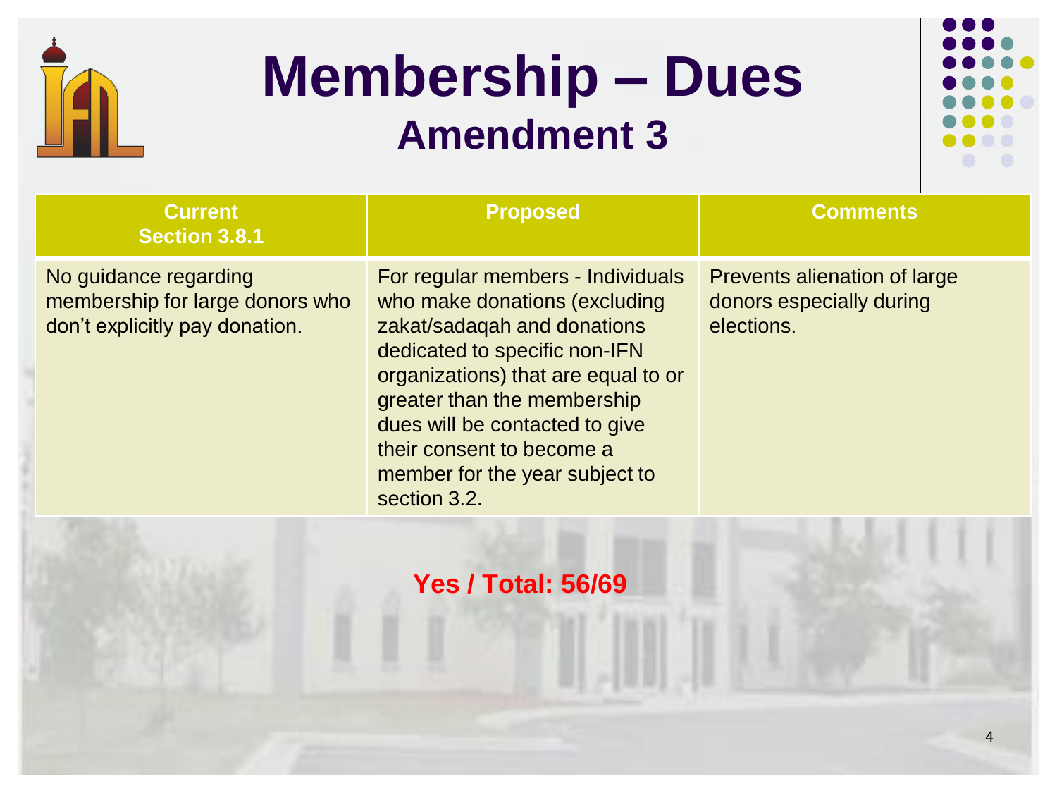# Membership – Dues

## Amendment 3

| Current<br>Section 3.8.1 | Proposed | Comments |
|---|---|---|
| No guidance regarding membership for large donors who don't explicitly pay donation. | For regular members - Individuals who make donations (excluding zakat/sadaqah and donations dedicated to specific non-IFN organizations) that are equal to or greater than the membership dues will be contacted to give their consent to become a member for the year subject to section 3.2. | Prevents alienation of large donors especially during elections. |

**Yes / Total: 56/69**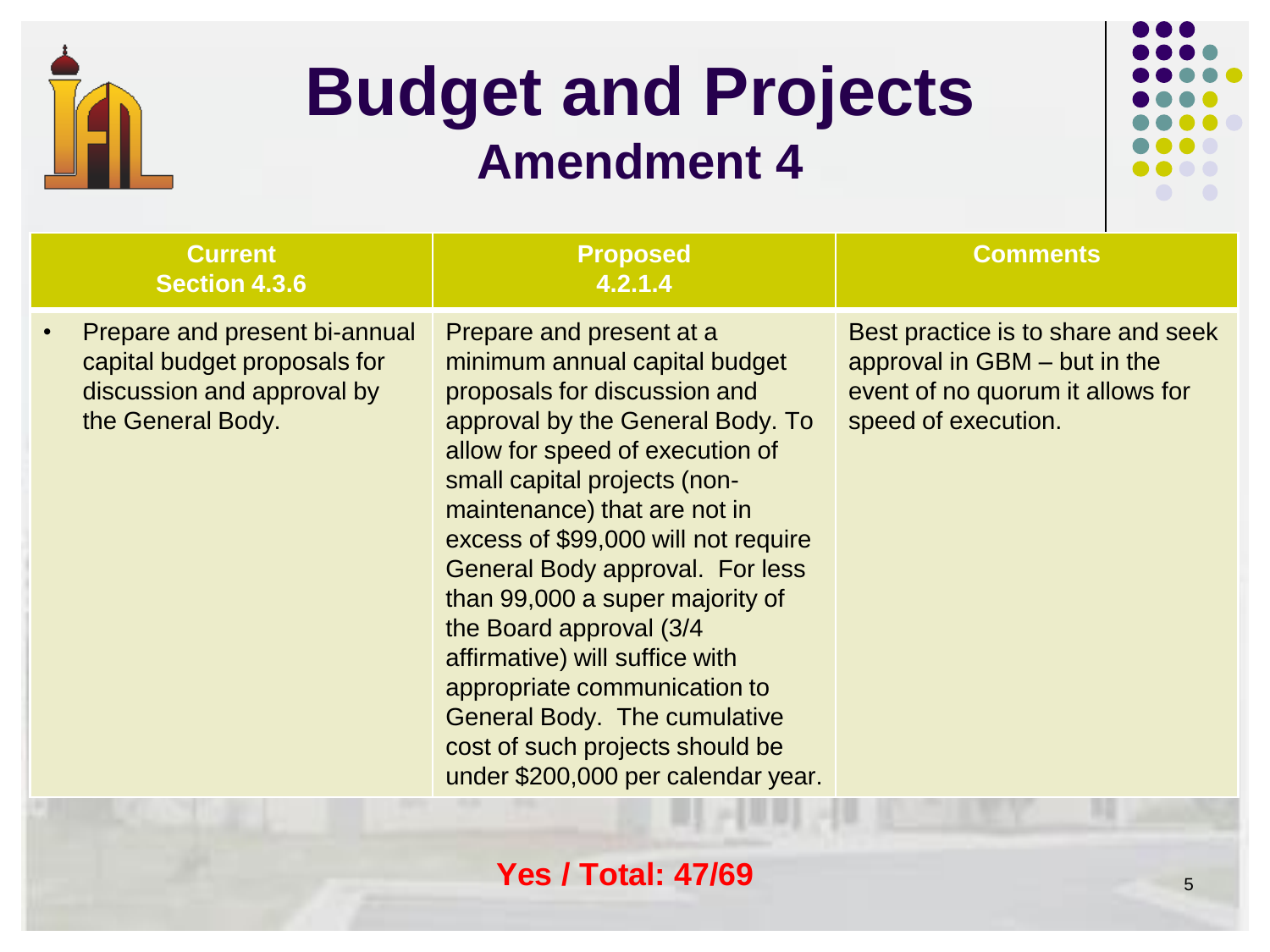# Budget and Projects

## Amendment 4

| Current<br>Section 4.3.6 | Proposed<br>4.2.1.4 | Comments |
|---|---|---|
| • Prepare and present bi-annual capital budget proposals for discussion and approval by the General Body. | Prepare and present at a minimum annual capital budget proposals for discussion and approval by the General Body. To allow for speed of execution of small capital projects (non-maintenance) that are not in excess of $99,000 will not require General Body approval. For less than 99,000 a super majority of the Board approval (3/4 affirmative) will suffice with appropriate communication to General Body. The cumulative cost of such projects should be under $200,000 per calendar year. | Best practice is to share and seek approval in GBM – but in the event of no quorum it allows for speed of execution. |

**Yes / Total: 47/69**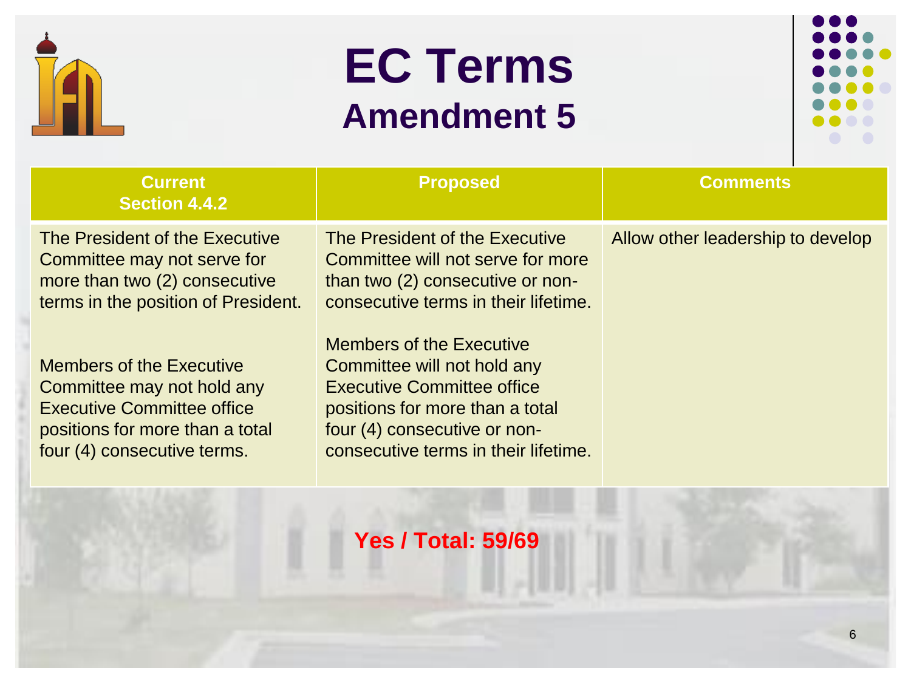# EC Terms

## Amendment 5

| Current Section 4.4.2 | Proposed | Comments |
|---|---|---|
| The President of the Executive Committee may not serve for more than two (2) consecutive terms in the position of President.<br><br>Members of the Executive Committee may not hold any Executive Committee office positions for more than a total four (4) consecutive terms. | The President of the Executive Committee will not serve for more than two (2) consecutive or non-consecutive terms in their lifetime.<br><br>Members of the Executive Committee will not hold any Executive Committee office positions for more than a total four (4) consecutive or non-consecutive terms in their lifetime. | Allow other leadership to develop |

**Yes / Total: 59/69**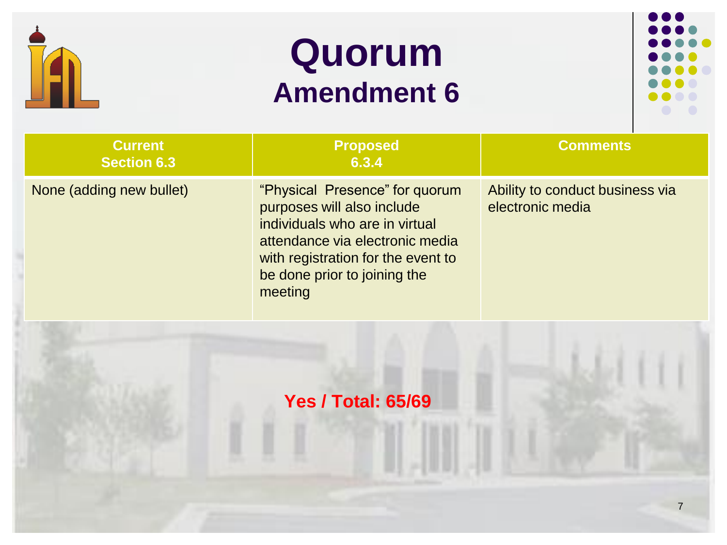# Quorum

## Amendment 6

| Current<br>Section 6.3 | Proposed<br>6.3.4 | Comments |
|---|---|---|
| None (adding new bullet) | "Physical Presence" for quorum purposes will also include individuals who are in virtual attendance via electronic media with registration for the event to be done prior to joining the meeting | Ability to conduct business via electronic media |

**Yes / Total: 65/69**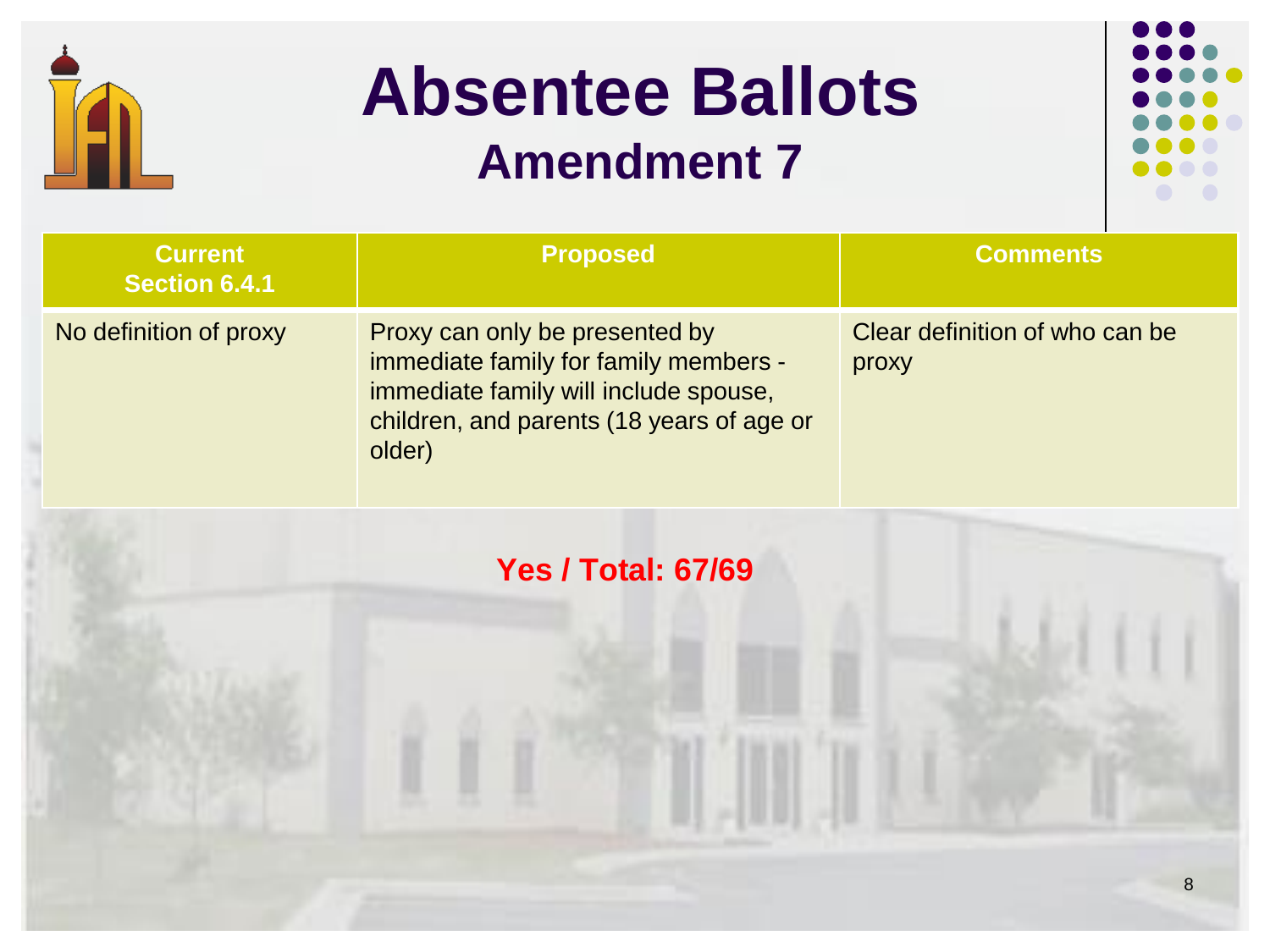# Absentee Ballots

## Amendment 7

| Current Section 6.4.1 | Proposed | Comments |
| --- | --- | --- |
| No definition of proxy | Proxy can only be presented by immediate family for family members - immediate family will include spouse, children, and parents (18 years of age or older) | Clear definition of who can be proxy |

**Yes / Total: 67/69**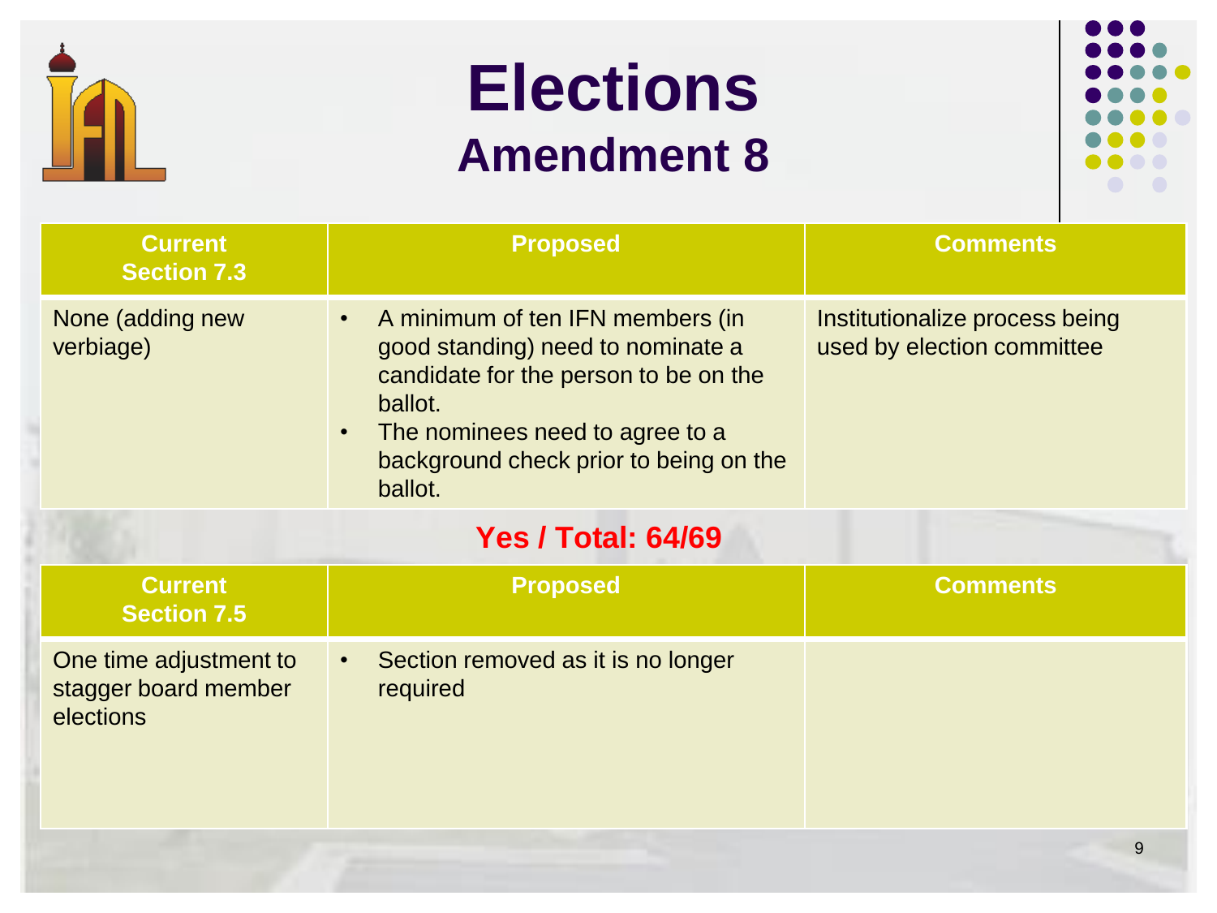# Elections

## Amendment 8

| Current Section 7.3 | Proposed | Comments |
|---|---|---|
| None (adding new verbiage) | • A minimum of ten IFN members (in good standing) need to nominate a candidate for the person to be on the ballot.<br>• The nominees need to agree to a background check prior to being on the ballot. | Institutionalize process being used by election committee |

**Yes / Total: 64/69**

| Current Section 7.5 | Proposed | Comments |
|---|---|---|
| One time adjustment to stagger board member elections | • Section removed as it is no longer required | |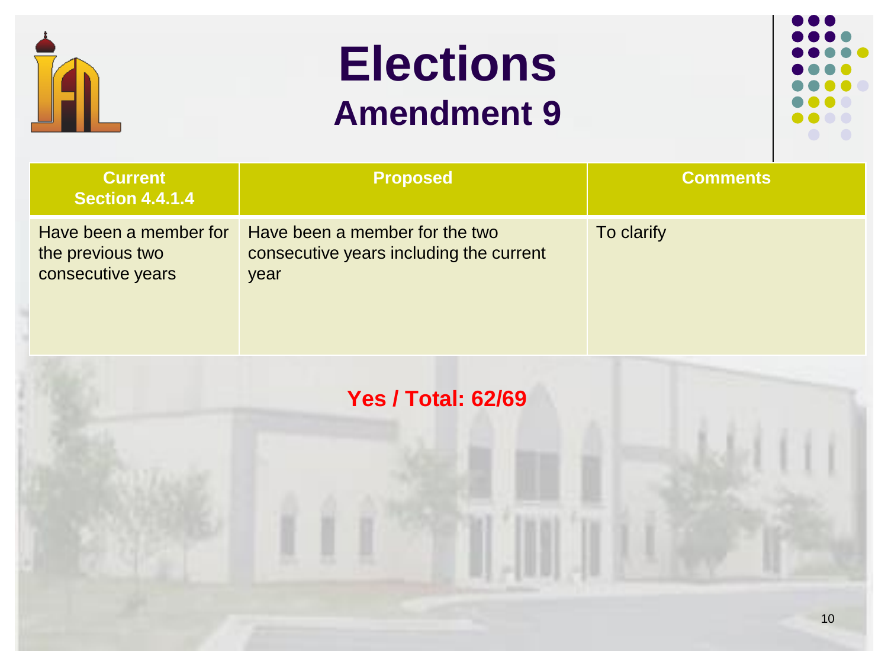# Elections

## Amendment 9

| Current<br>Section 4.4.1.4 | Proposed | Comments |
|---|---|---|
| Have been a member for the previous two consecutive years | Have been a member for the two consecutive years including the current year | To clarify |

**Yes / Total: 62/69**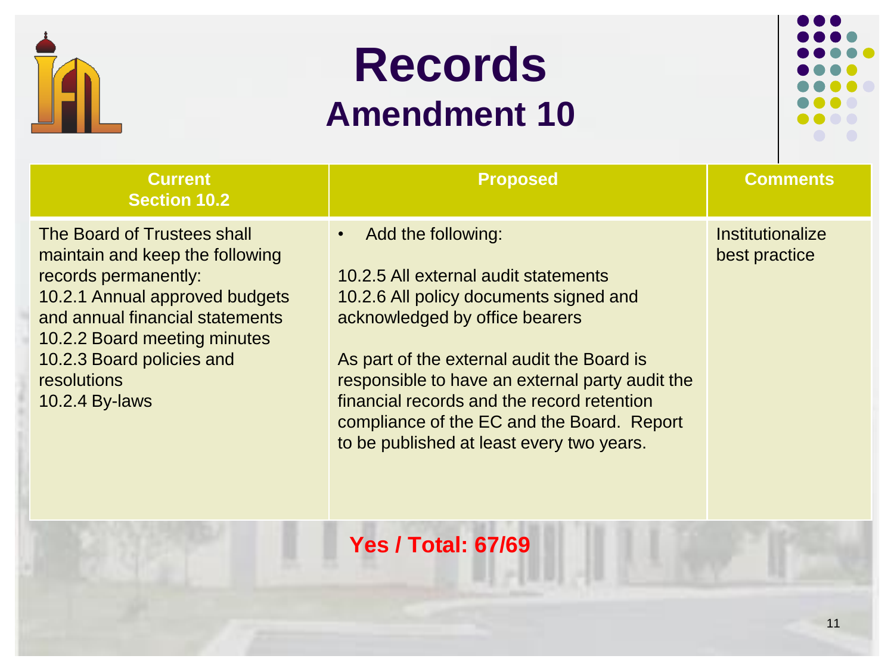# Records
## Amendment 10

| Current Section 10.2 | Proposed | Comments |
|---|---|---|
| The Board of Trustees shall maintain and keep the following records permanently:<br>10.2.1 Annual approved budgets and annual financial statements<br>10.2.2 Board meeting minutes<br>10.2.3 Board policies and resolutions<br>10.2.4 By-laws | • Add the following:<br><br>10.2.5 All external audit statements<br>10.2.6 All policy documents signed and acknowledged by office bearers<br><br>As part of the external audit the Board is responsible to have an external party audit the financial records and the record retention compliance of the EC and the Board. Report to be published at least every two years. | Institutionalize best practice |

**Yes / Total: 67/69**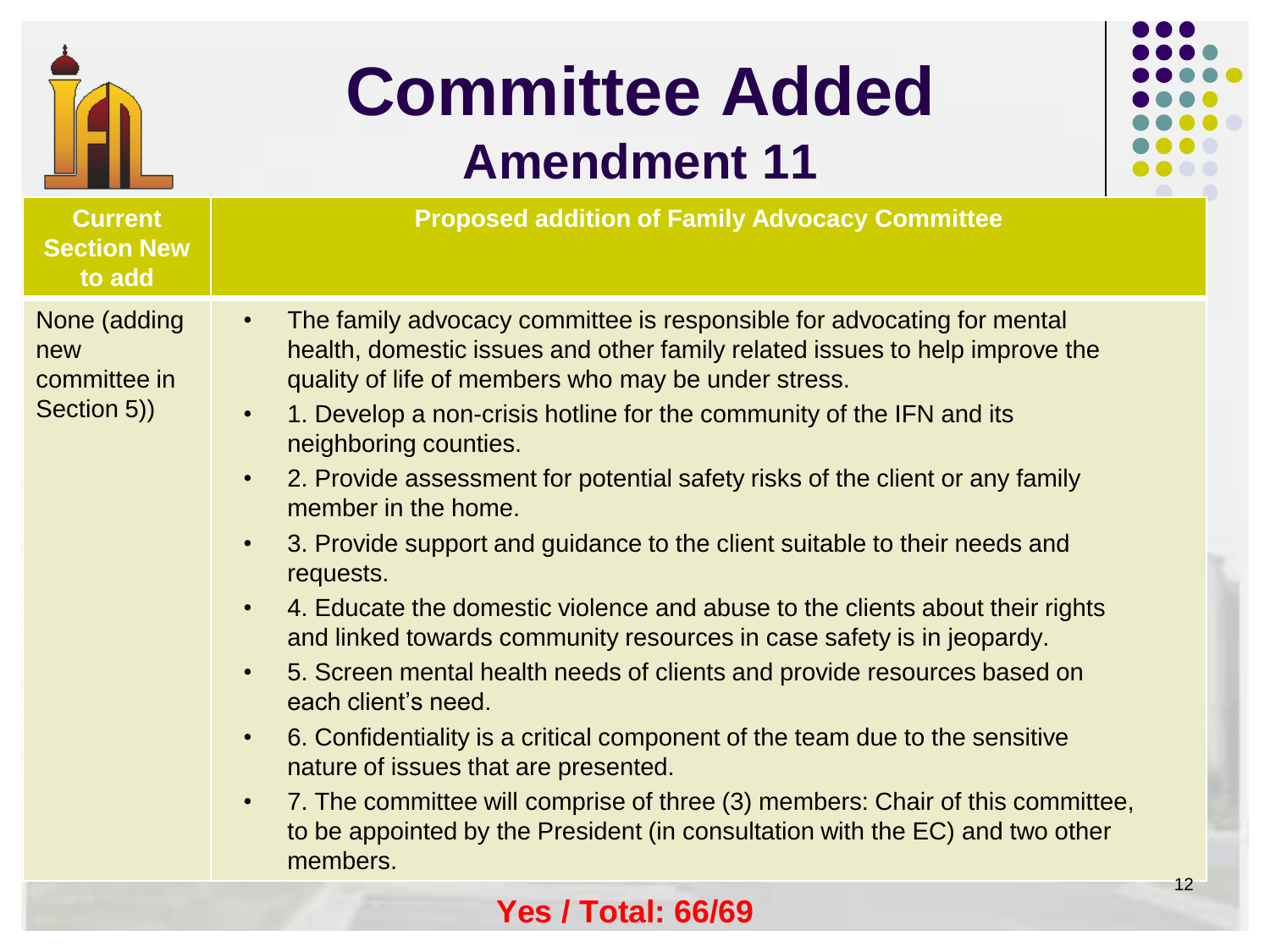# Committee Added

## Amendment 11

| Current Section New to add | Proposed addition of Family Advocacy Committee |
|---|---|
| None (adding new committee in Section 5)) | • The family advocacy committee is responsible for advocating for mental health, domestic issues and other family related issues to help improve the quality of life of members who may be under stress.<br>• 1. Develop a non-crisis hotline for the community of the IFN and its neighboring counties.<br>• 2. Provide assessment for potential safety risks of the client or any family member in the home.<br>• 3. Provide support and guidance to the client suitable to their needs and requests.<br>• 4. Educate the domestic violence and abuse to the clients about their rights and linked towards community resources in case safety is in jeopardy.<br>• 5. Screen mental health needs of clients and provide resources based on each client's need.<br>• 6. Confidentiality is a critical component of the team due to the sensitive nature of issues that are presented.<br>• 7. The committee will comprise of three (3) members: Chair of this committee, to be appointed by the President (in consultation with the EC) and two other members. |

**Yes / Total: 66/69**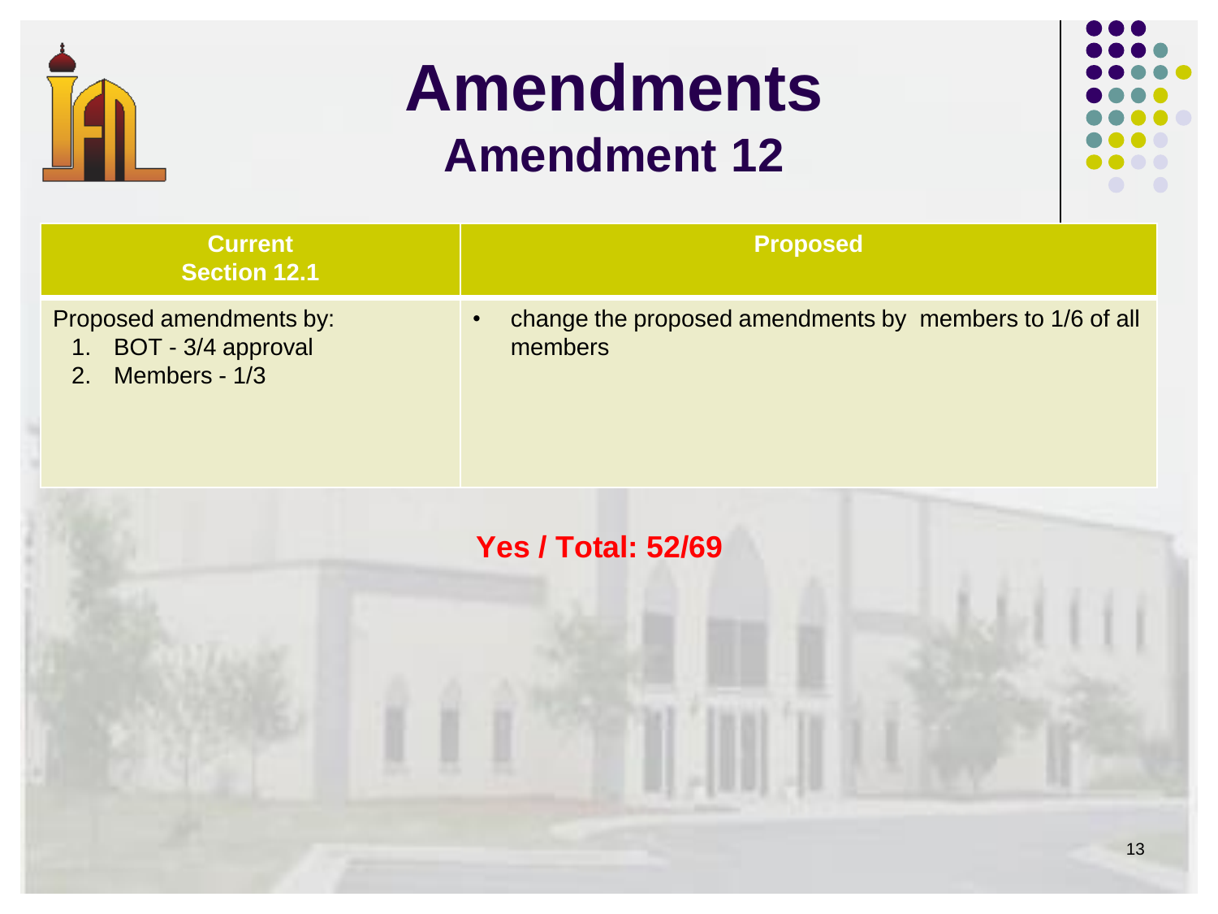# Amendments

## Amendment 12

| Current Section 12.1 | Proposed |
| --- | --- |
| Proposed amendments by:<br>1. BOT - 3/4 approval<br>2. Members - 1/3 | • change the proposed amendments by  members to 1/6 of all members |

**Yes / Total: 52/69**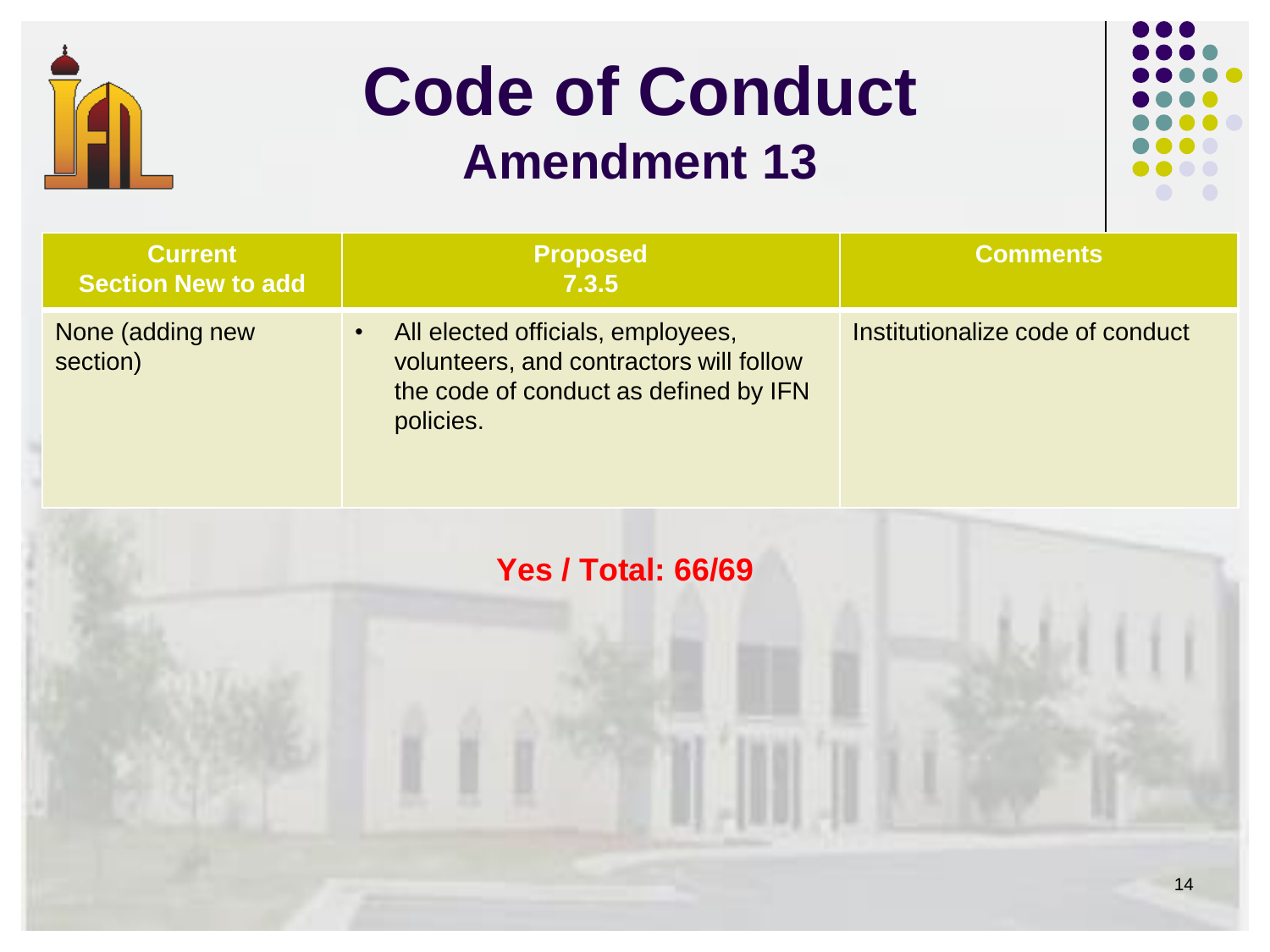# Code of Conduct

## Amendment 13

| Current<br>Section New to add | Proposed<br>7.3.5 | Comments |
|---|---|---|
| None (adding new section) | • All elected officials, employees, volunteers, and contractors will follow the code of conduct as defined by IFN policies. | Institutionalize code of conduct |

**Yes / Total: 66/69**